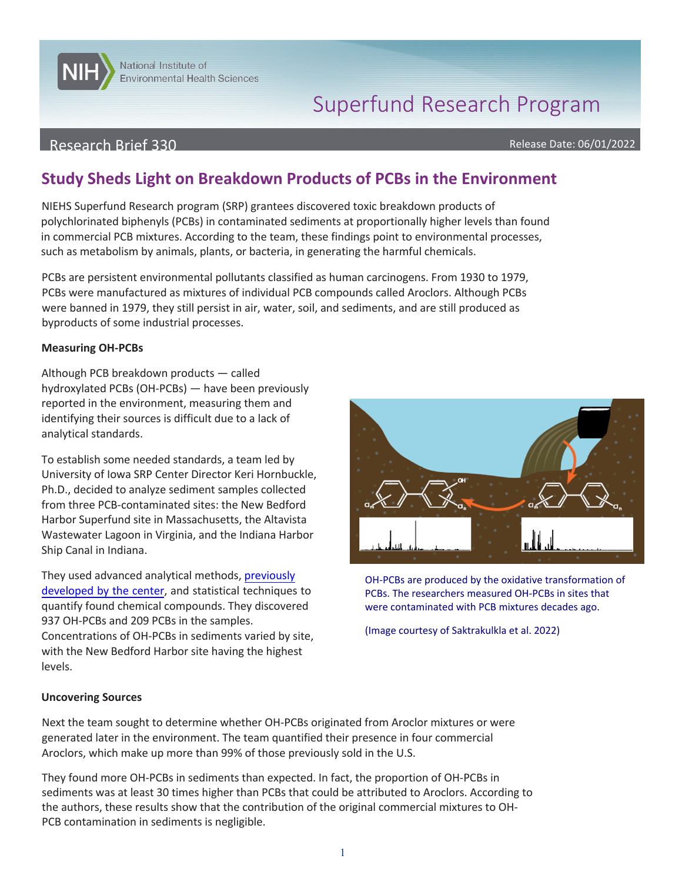Superfund Research Program

Research Brief 330

Release Date: 06/01/2022

# Study Sheds Light on Breakdown Products of PCBs in the Environment

NIEHS Superfund Research program (SRP) grantees discovered toxic breakdown products of polychlorinated biphenyls (PCBs) in contaminated sediments at proportionally higher levels than found in commercial PCB mixtures. According to the team, these findings point to environmental processes, such as metabolism by animals, plants, or bacteria, in generating the harmful chemicals.

PCBs are persistent environmental pollutants classified as human carcinogens. From 1930 to 1979, PCBs were manufactured as mixtures of individual PCB compounds called Aroclors. Although PCBs were banned in 1979, they still persist in air, water, soil, and sediments, and are still produced as byproducts of some industrial processes.

**Measuring OH-PCBs**

Although PCB breakdown products — called hydroxylated PCBs (OH-PCBs) — have been previously reported in the environment, measuring them and identifying their sources is difficult due to a lack of analytical standards.

To establish some needed standards, a team led by University of Iowa SRP Center Director Keri Hornbuckle, Ph.D., decided to analyze sediment samples collected from three PCB-contaminated sites: the New Bedford Harbor Superfund site in Massachusetts, the Altavista Wastewater Lagoon in Virginia, and the Indiana Harbor Ship Canal in Indiana.

They used advanced analytical methods, previously developed by the center, and statistical techniques to quantify found chemical compounds. They discovered 937 OH-PCBs and 209 PCBs in the samples. Concentrations of OH-PCBs in sediments varied by site, with the New Bedford Harbor site having the highest levels.

OH-PCBs are produced by the oxidative transformation of PCBs. The researchers measured OH-PCBs in sites that were contaminated with PCB mixtures decades ago.

(Image courtesy of Saktrakulkla et al. 2022)

**Uncovering Sources**

Next the team sought to determine whether OH-PCBs originated from Aroclor mixtures or were generated later in the environment. The team quantified their presence in four commercial Aroclors, which make up more than 99% of those previously sold in the U.S.

They found more OH-PCBs in sediments than expected. In fact, the proportion of OH-PCBs in sediments was at least 30 times higher than PCBs that could be attributed to Aroclors. According to the authors, these results show that the contribution of the original commercial mixtures to OH-PCB contamination in sediments is negligible.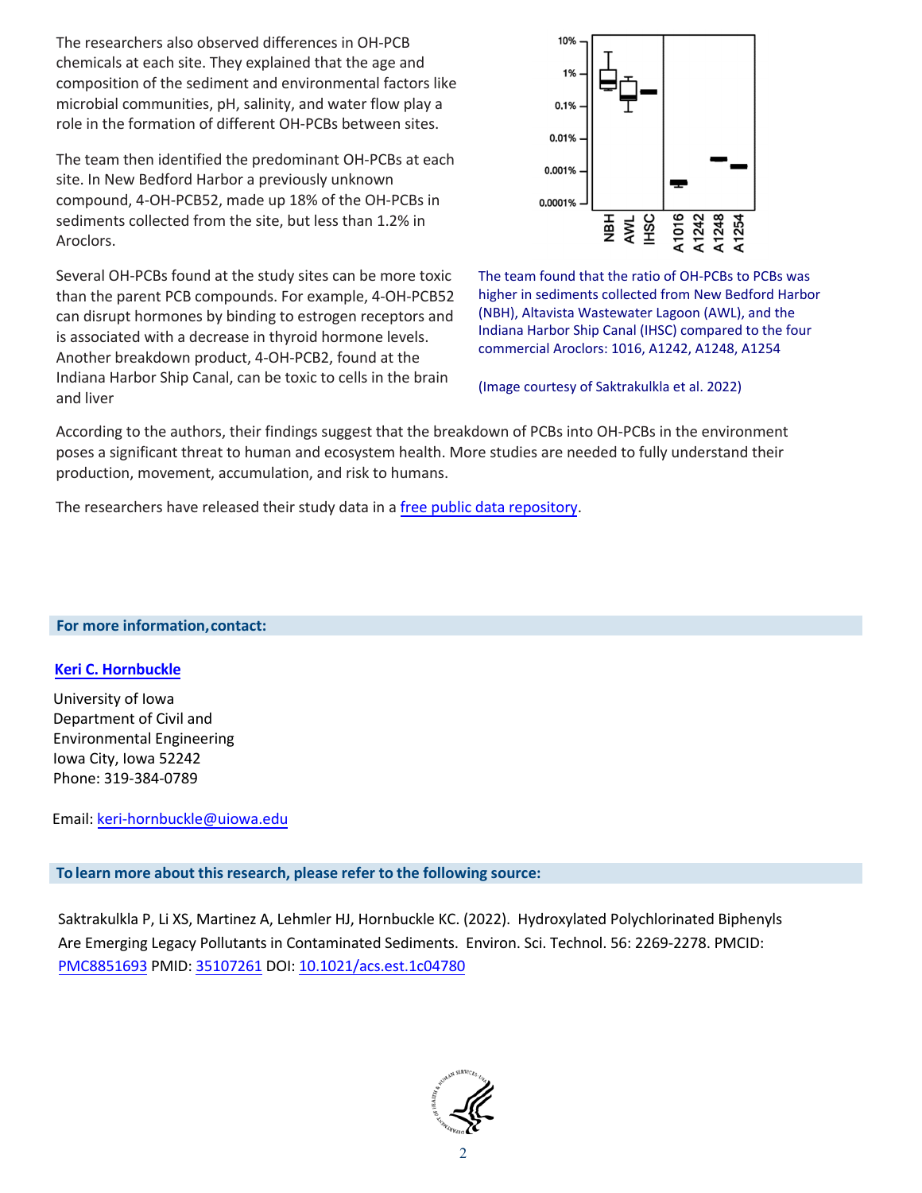The researchers also observed differences in OH-PCB chemicals at each site. They explained that the age and composition of the sediment and environmental factors like microbial communities, pH, salinity, and water flow play a role in the formation of different OH-PCBs between sites.

The team then identified the predominant OH-PCBs at each site. In New Bedford Harbor a previously unknown compound, 4-OH-PCB52, made up 18% of the OH-PCBs in sediments collected from the site, but less than 1.2% in Aroclors.

Several OH-PCBs found at the study sites can be more toxic than the parent PCB compounds. For example, 4-OH-PCB52 can disrupt hormones by binding to estrogen receptors and is associated with a decrease in thyroid hormone levels. Another breakdown product, 4-OH-PCB2, found at the Indiana Harbor Ship Canal, can be toxic to cells in the brain and liver

10%
1%
0.1%
0.01%
0.001%
0.0001%
NBH
AWL
IHSC
A1016
A1242
A1248
A1254

The team found that the ratio of OH-PCBs to PCBs was higher in sediments collected from New Bedford Harbor (NBH), Altavista Wastewater Lagoon (AWL), and the Indiana Harbor Ship Canal (IHSC) compared to the four commercial Aroclors: 1016, A1242, A1248, A1254

(Image courtesy of Saktrakulkla et al. 2022)

According to the authors, their findings suggest that the breakdown of PCBs into OH-PCBs in the environment poses a significant threat to human and ecosystem health. More studies are needed to fully understand their production, movement, accumulation, and risk to humans.

The researchers have released their study data in a free public data repository.

## For more information, contact:

**Keri C. Hornbuckle**

University of Iowa
Department of Civil and Environmental Engineering
Iowa City, Iowa 52242
Phone: 319-384-0789

Email: keri-hornbuckle@uiowa.edu

## To learn more about this research, please refer to the following source:

Saktrakulkla P, Li XS, Martinez A, Lehmler HJ, Hornbuckle KC. (2022). Hydroxylated Polychlorinated Biphenyls Are Emerging Legacy Pollutants in Contaminated Sediments. Environ. Sci. Technol. 56: 2269-2278. PMCID: PMC8851693 PMID: 35107261 DOI: 10.1021/acs.est.1c04780